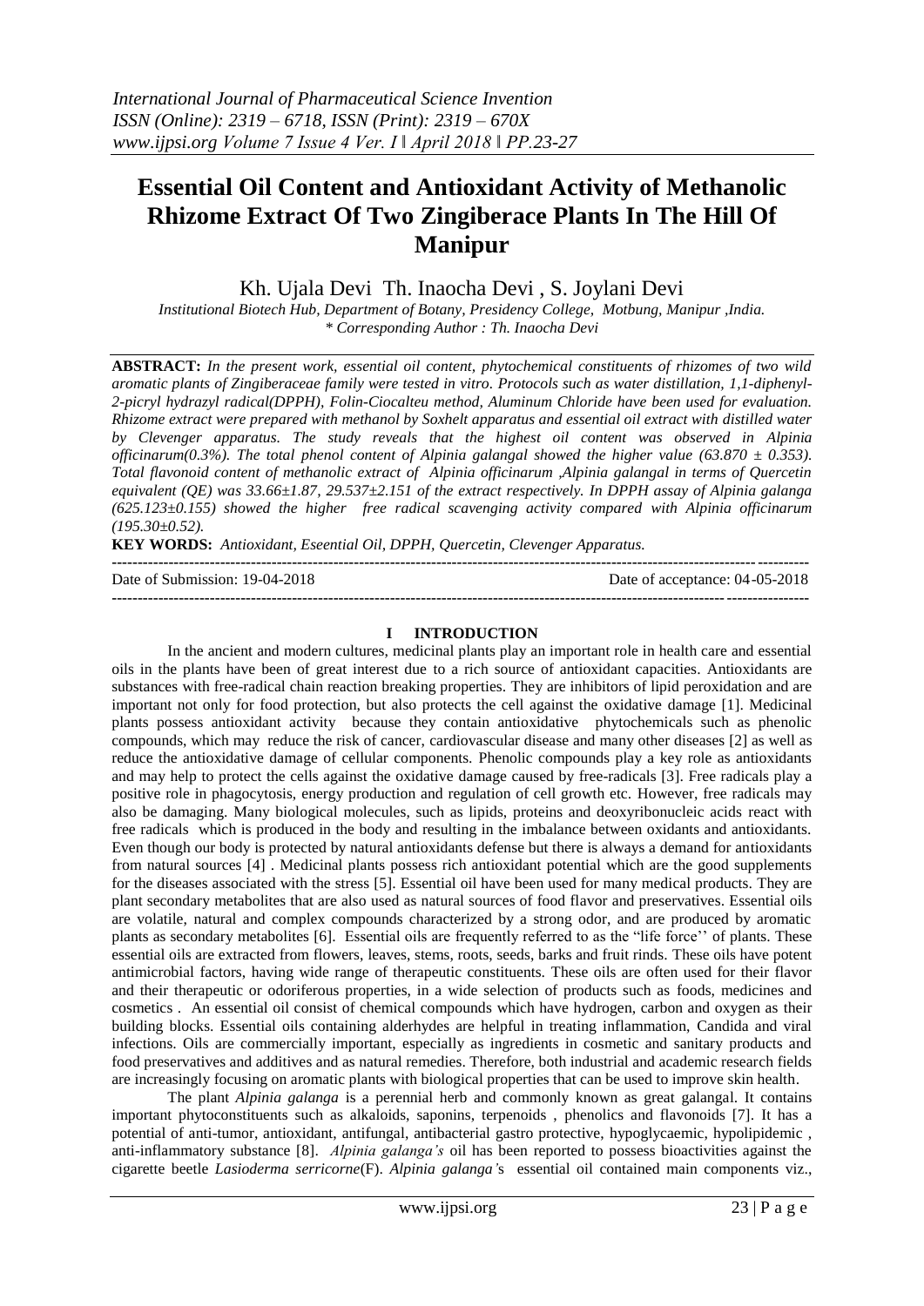# Essential Oil Content and Antioxidant Activity of Methanolic Rhizome Extract Of Two Zingiberace Plants In The Hill Of Manipur

Kh. Ujala Devi  Th. Inaocha Devi , S. Joylani Devi

*Institutional Biotech Hub, Department of Botany, Presidency College, Motbung, Manipur ,India.*
*\* Corresponding Author : Th. Inaocha Devi*

**ABSTRACT:** *In the present work, essential oil content, phytochemical constituents of rhizomes of two wild aromatic plants of Zingiberaceae family were tested in vitro. Protocols such as water distillation, 1,1-diphenyl-2-picryl hydrazyl radical(DPPH), Folin-Ciocalteu method, Aluminum Chloride have been used for evaluation. Rhizome extract were prepared with methanol by Soxhelt apparatus and essential oil extract with distilled water by Clevenger apparatus. The study reveals that the highest oil content was observed in Alpinia officinarum(0.3%). The total phenol content of Alpinia galangal showed the higher value (63.870 ± 0.353). Total flavonoid content of methanolic extract of Alpinia officinarum ,Alpinia galangal in terms of Quercetin equivalent (QE) was 33.66±1.87, 29.537±2.151 of the extract respectively. In DPPH assay of Alpinia galanga (625.123±0.155) showed the higher free radical scavenging activity compared with Alpinia officinarum (195.30±0.52).*

**KEY WORDS:** *Antioxidant, Eseential Oil, DPPH, Quercetin, Clevenger Apparatus.*

---

Date of Submission: 19-04-2018 | Date of acceptance: 04-05-2018

---

## I INTRODUCTION

In the ancient and modern cultures, medicinal plants play an important role in health care and essential oils in the plants have been of great interest due to a rich source of antioxidant capacities. Antioxidants are substances with free-radical chain reaction breaking properties. They are inhibitors of lipid peroxidation and are important not only for food protection, but also protects the cell against the oxidative damage [1]. Medicinal plants possess antioxidant activity because they contain antioxidative phytochemicals such as phenolic compounds, which may reduce the risk of cancer, cardiovascular disease and many other diseases [2] as well as reduce the antioxidative damage of cellular components. Phenolic compounds play a key role as antioxidants and may help to protect the cells against the oxidative damage caused by free-radicals [3]. Free radicals play a positive role in phagocytosis, energy production and regulation of cell growth etc. However, free radicals may also be damaging. Many biological molecules, such as lipids, proteins and deoxyribonucleic acids react with free radicals which is produced in the body and resulting in the imbalance between oxidants and antioxidants. Even though our body is protected by natural antioxidants defense but there is always a demand for antioxidants from natural sources [4] . Medicinal plants possess rich antioxidant potential which are the good supplements for the diseases associated with the stress [5]. Essential oil have been used for many medical products. They are plant secondary metabolites that are also used as natural sources of food flavor and preservatives. Essential oils are volatile, natural and complex compounds characterized by a strong odor, and are produced by aromatic plants as secondary metabolites [6]. Essential oils are frequently referred to as the "life force'' of plants. These essential oils are extracted from flowers, leaves, stems, roots, seeds, barks and fruit rinds. These oils have potent antimicrobial factors, having wide range of therapeutic constituents. These oils are often used for their flavor and their therapeutic or odoriferous properties, in a wide selection of products such as foods, medicines and cosmetics . An essential oil consist of chemical compounds which have hydrogen, carbon and oxygen as their building blocks. Essential oils containing alderhydes are helpful in treating inflammation, Candida and viral infections. Oils are commercially important, especially as ingredients in cosmetic and sanitary products and food preservatives and additives and as natural remedies. Therefore, both industrial and academic research fields are increasingly focusing on aromatic plants with biological properties that can be used to improve skin health.

The plant *Alpinia galanga* is a perennial herb and commonly known as great galangal. It contains important phytoconstituents such as alkaloids, saponins, terpenoids , phenolics and flavonoids [7]. It has a potential of anti-tumor, antioxidant, antifungal, antibacterial gastro protective, hypoglycaemic, hypolipidemic , anti-inflammatory substance [8]. *Alpinia galanga's* oil has been reported to possess bioactivities against the cigarette beetle *Lasioderma serricorne*(F). *Alpinia galanga'*s essential oil contained main components viz.,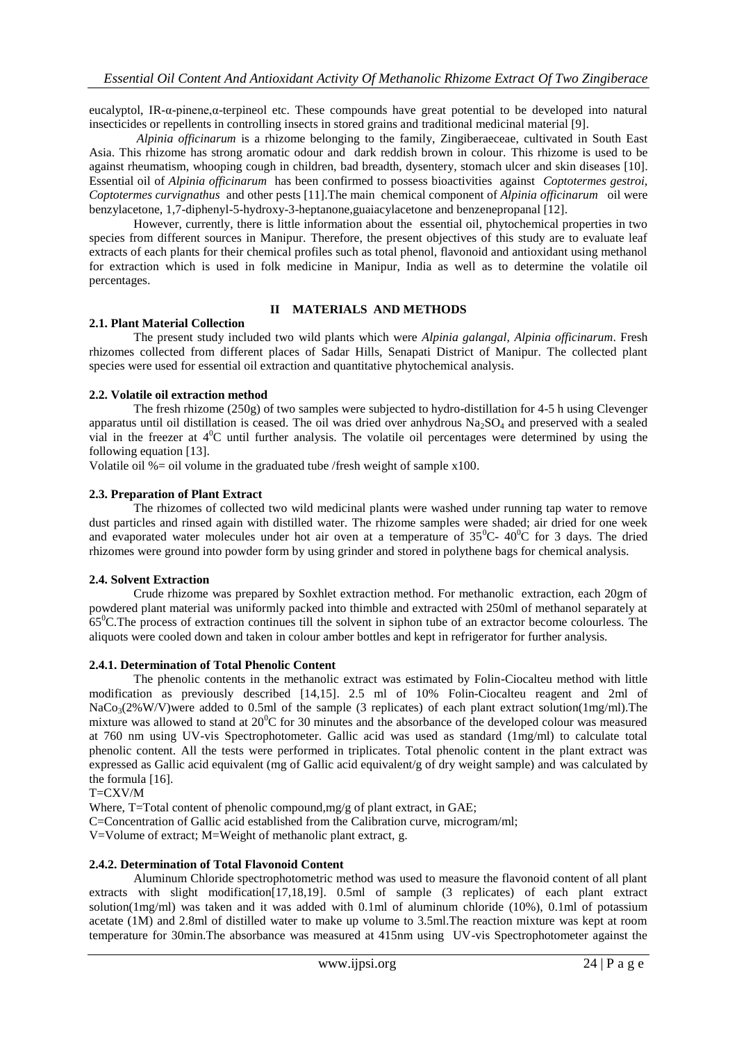eucalyptol, IR-α-pinene,α-terpineol etc. These compounds have great potential to be developed into natural insecticides or repellents in controlling insects in stored grains and traditional medicinal material [9].

*Alpinia officinarum* is a rhizome belonging to the family, Zingiberaeceae, cultivated in South East Asia. This rhizome has strong aromatic odour and dark reddish brown in colour. This rhizome is used to be against rheumatism, whooping cough in children, bad breadth, dysentery, stomach ulcer and skin diseases [10]. Essential oil of *Alpinia officinarum* has been confirmed to possess bioactivities against *Coptotermes gestroi, Coptotermes curvignathus* and other pests [11].The main chemical component of *Alpinia officinarum* oil were benzylacetone, 1,7-diphenyl-5-hydroxy-3-heptanone,guaiacylacetone and benzenepropanal [12].

However, currently, there is little information about the essential oil, phytochemical properties in two species from different sources in Manipur. Therefore, the present objectives of this study are to evaluate leaf extracts of each plants for their chemical profiles such as total phenol, flavonoid and antioxidant using methanol for extraction which is used in folk medicine in Manipur, India as well as to determine the volatile oil percentages.

## II MATERIALS AND METHODS

### 2.1. Plant Material Collection

The present study included two wild plants which were *Alpinia galangal, Alpinia officinarum*. Fresh rhizomes collected from different places of Sadar Hills, Senapati District of Manipur. The collected plant species were used for essential oil extraction and quantitative phytochemical analysis.

### 2.2. Volatile oil extraction method

The fresh rhizome (250g) of two samples were subjected to hydro-distillation for 4-5 h using Clevenger apparatus until oil distillation is ceased. The oil was dried over anhydrous $Na_2SO_4$ and preserved with a sealed vial in the freezer at $4^0$C until further analysis. The volatile oil percentages were determined by using the following equation [13].

Volatile oil %= oil volume in the graduated tube /fresh weight of sample x100.

### 2.3. Preparation of Plant Extract

The rhizomes of collected two wild medicinal plants were washed under running tap water to remove dust particles and rinsed again with distilled water. The rhizome samples were shaded; air dried for one week and evaporated water molecules under hot air oven at a temperature of $35^0$C- $40^0$C for 3 days. The dried rhizomes were ground into powder form by using grinder and stored in polythene bags for chemical analysis.

### 2.4. Solvent Extraction

Crude rhizome was prepared by Soxhlet extraction method. For methanolic extraction, each 20gm of powdered plant material was uniformly packed into thimble and extracted with 250ml of methanol separately at $65^0$C.The process of extraction continues till the solvent in siphon tube of an extractor become colourless. The aliquots were cooled down and taken in colour amber bottles and kept in refrigerator for further analysis.

#### 2.4.1. Determination of Total Phenolic Content

The phenolic contents in the methanolic extract was estimated by Folin-Ciocalteu method with little modification as previously described [14,15]. 2.5 ml of 10% Folin-Ciocalteu reagent and 2ml of $NaCo_3$(2%W/V)were added to 0.5ml of the sample (3 replicates) of each plant extract solution(1mg/ml).The mixture was allowed to stand at $20^0$C for 30 minutes and the absorbance of the developed colour was measured at 760 nm using UV-vis Spectrophotometer. Gallic acid was used as standard (1mg/ml) to calculate total phenolic content. All the tests were performed in triplicates. Total phenolic content in the plant extract was expressed as Gallic acid equivalent (mg of Gallic acid equivalent/g of dry weight sample) and was calculated by the formula [16].

T=CXV/M

Where, T=Total content of phenolic compound,mg/g of plant extract, in GAE;

C=Concentration of Gallic acid established from the Calibration curve, microgram/ml;

V=Volume of extract; M=Weight of methanolic plant extract, g.

#### 2.4.2. Determination of Total Flavonoid Content

Aluminum Chloride spectrophotometric method was used to measure the flavonoid content of all plant extracts with slight modification[17,18,19]. 0.5ml of sample (3 replicates) of each plant extract solution(1mg/ml) was taken and it was added with 0.1ml of aluminum chloride (10%), 0.1ml of potassium acetate (1M) and 2.8ml of distilled water to make up volume to 3.5ml.The reaction mixture was kept at room temperature for 30min.The absorbance was measured at 415nm using UV-vis Spectrophotometer against the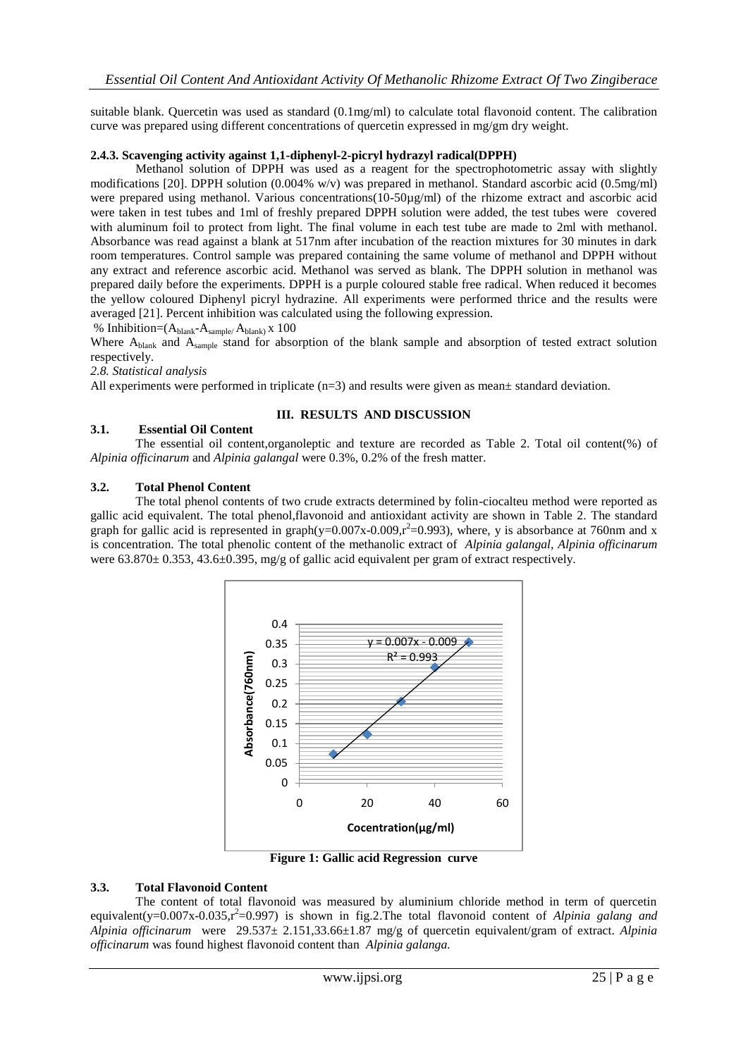suitable blank. Quercetin was used as standard (0.1mg/ml) to calculate total flavonoid content. The calibration curve was prepared using different concentrations of quercetin expressed in mg/gm dry weight.

#### 2.4.3. Scavenging activity against 1,1-diphenyl-2-picryl hydrazyl radical(DPPH)

Methanol solution of DPPH was used as a reagent for the spectrophotometric assay with slightly modifications [20]. DPPH solution (0.004% w/v) was prepared in methanol. Standard ascorbic acid (0.5mg/ml) were prepared using methanol. Various concentrations(10-50µg/ml) of the rhizome extract and ascorbic acid were taken in test tubes and 1ml of freshly prepared DPPH solution were added, the test tubes were covered with aluminum foil to protect from light. The final volume in each test tube are made to 2ml with methanol. Absorbance was read against a blank at 517nm after incubation of the reaction mixtures for 30 minutes in dark room temperatures. Control sample was prepared containing the same volume of methanol and DPPH without any extract and reference ascorbic acid. Methanol was served as blank. The DPPH solution in methanol was prepared daily before the experiments. DPPH is a purple coloured stable free radical. When reduced it becomes the yellow coloured Diphenyl picryl hydrazine. All experiments were performed thrice and the results were averaged [21]. Percent inhibition was calculated using the following expression.

% Inhibition=$(A_{blank}-A_{sample/}A_{blank})$ x 100

Where $A_{blank}$ and $A_{sample}$ stand for absorption of the blank sample and absorption of tested extract solution respectively.

*2.8. Statistical analysis*

All experiments were performed in triplicate (n=3) and results were given as mean± standard deviation.

## III. RESULTS AND DISCUSSION

### 3.1. Essential Oil Content

The essential oil content,organoleptic and texture are recorded as Table 2. Total oil content(%) of *Alpinia officinarum* and *Alpinia galangal* were 0.3%, 0.2% of the fresh matter.

### 3.2. Total Phenol Content

The total phenol contents of two crude extracts determined by folin-ciocalteu method were reported as gallic acid equivalent. The total phenol,flavonoid and antioxidant activity are shown in Table 2. The standard graph for gallic acid is represented in graph($y=0.007x-0.009, r^2=0.993$), where, y is absorbance at 760nm and x is concentration. The total phenolic content of the methanolic extract of *Alpinia galangal, Alpinia officinarum* were 63.870± 0.353, 43.6±0.395, mg/g of gallic acid equivalent per gram of extract respectively.

**Figure 1: Gallic acid Regression curve**

### 3.3. Total Flavonoid Content

The content of total flavonoid was measured by aluminium chloride method in term of quercetin equivalent($y=0.007x-0.035, r^2=0.997$) is shown in fig.2.The total flavonoid content of *Alpinia galang and Alpinia officinarum* were 29.537± 2.151,33.66±1.87 mg/g of quercetin equivalent/gram of extract. *Alpinia officinarum* was found highest flavonoid content than *Alpinia galanga.*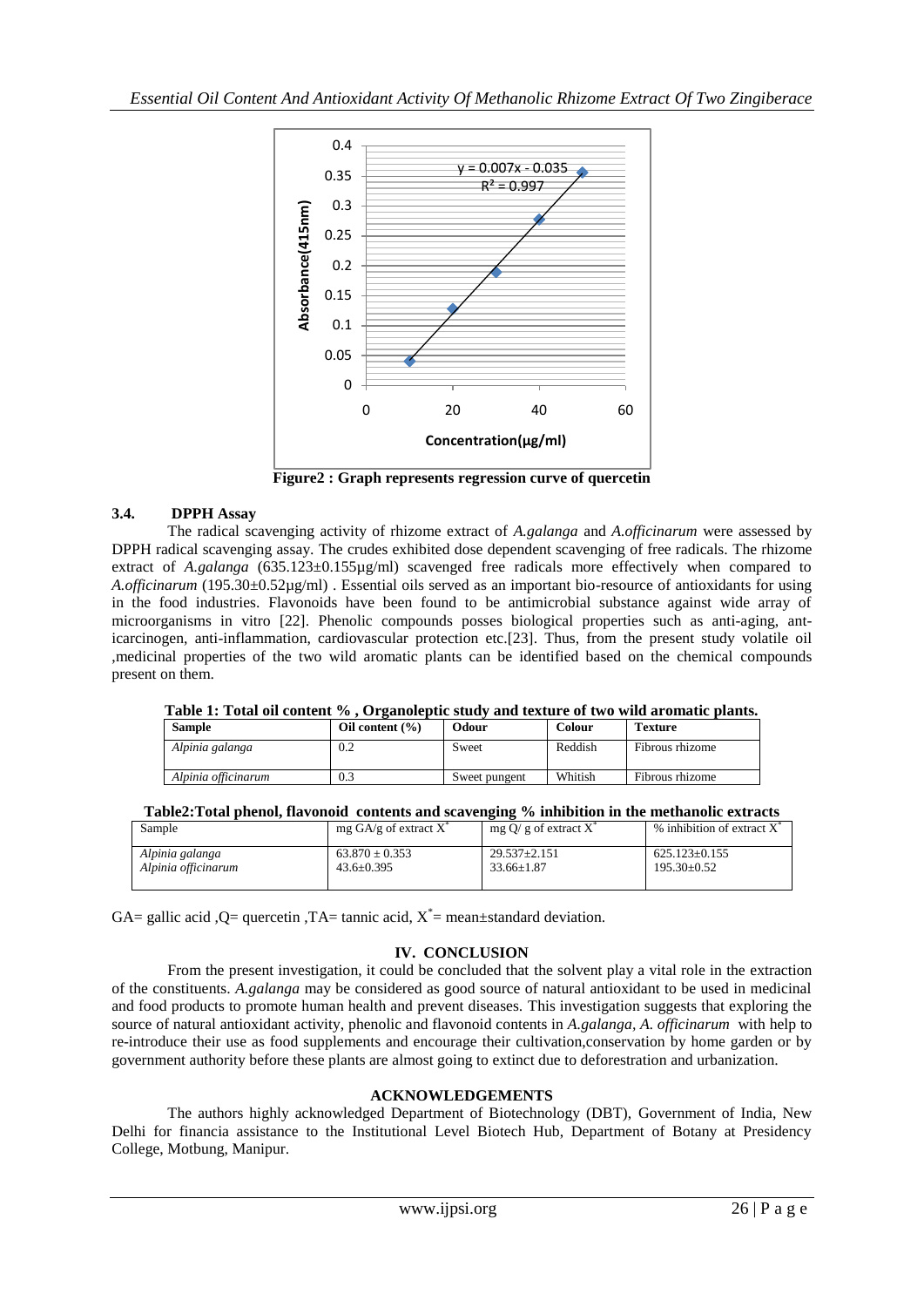Figure2 : Graph represents regression curve of quercetin

### 3.4. DPPH Assay

The radical scavenging activity of rhizome extract of *A.galanga* and *A.officinarum* were assessed by DPPH radical scavenging assay. The crudes exhibited dose dependent scavenging of free radicals. The rhizome extract of *A.galanga* (635.123±0.155µg/ml) scavenged free radicals more effectively when compared to *A.officinarum* (195.30±0.52µg/ml) . Essential oils served as an important bio-resource of antioxidants for using in the food industries. Flavonoids have been found to be antimicrobial substance against wide array of microorganisms in vitro [22]. Phenolic compounds posses biological properties such as anti-aging, ant-icarcinogen, anti-inflammation, cardiovascular protection etc.[23]. Thus, from the present study volatile oil ,medicinal properties of the two wild aromatic plants can be identified based on the chemical compounds present on them.

**Table 1: Total oil content % , Organoleptic study and texture of two wild aromatic plants.**

| Sample | Oil content (%) | Odour | Colour | Texture |
|---|---|---|---|---|
| *Alpinia galanga* | 0.2 | Sweet | Reddish | Fibrous rhizome |
| *Alpinia officinarum* | 0.3 | Sweet pungent | Whitish | Fibrous rhizome |

**Table2:Total phenol, flavonoid contents and scavenging % inhibition in the methanolic extracts**

| Sample | mg GA/g of extract $X^*$ | mg Q/ g of extract $X^*$ | % inhibition of extract $X^*$ |
|---|---|---|---|
| *Alpinia galanga* | 63.870 ± 0.353 | 29.537±2.151 | 625.123±0.155 |
| *Alpinia officinarum* | 43.6±0.395 | 33.66±1.87 | 195.30±0.52 |

GA= gallic acid ,Q= quercetin ,TA= tannic acid, $X^*$= mean±standard deviation.

## IV. CONCLUSION

From the present investigation, it could be concluded that the solvent play a vital role in the extraction of the constituents. *A.galanga* may be considered as good source of natural antioxidant to be used in medicinal and food products to promote human health and prevent diseases. This investigation suggests that exploring the source of natural antioxidant activity, phenolic and flavonoid contents in *A.galanga, A. officinarum* with help to re-introduce their use as food supplements and encourage their cultivation,conservation by home garden or by government authority before these plants are almost going to extinct due to deforestration and urbanization.

## ACKNOWLEDGEMENTS

The authors highly acknowledged Department of Biotechnology (DBT), Government of India, New Delhi for financia assistance to the Institutional Level Biotech Hub, Department of Botany at Presidency College, Motbung, Manipur.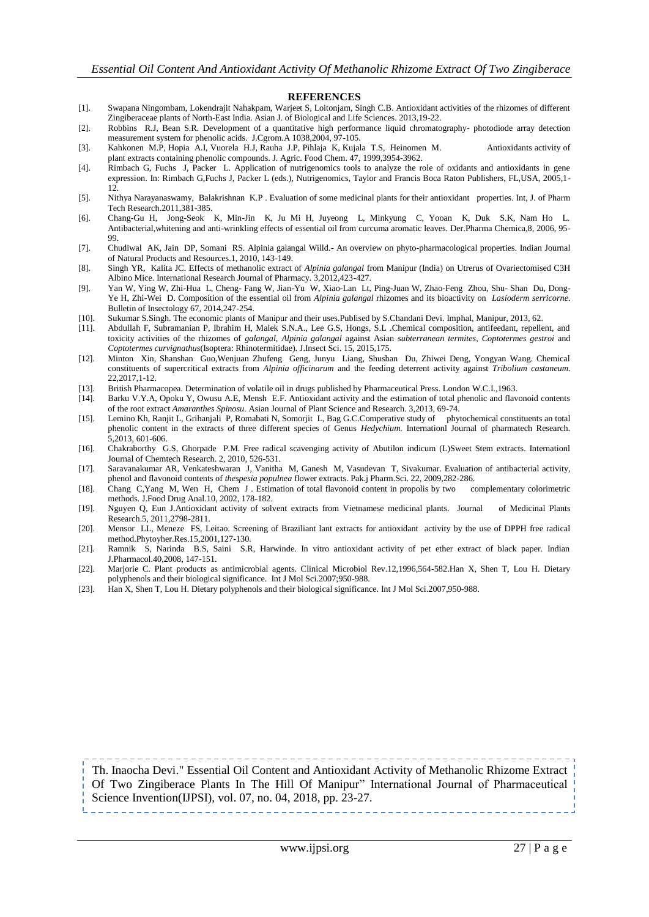## REFERENCES

[1]. Swapana Ningombam, Lokendrajit Nahakpam, Warjeet S, Loitonjam, Singh C.B. Antioxidant activities of the rhizomes of different Zingiberaceae plants of North-East India. Asian J. of Biological and Life Sciences. 2013,19-22.

[2]. Robbins R.J, Bean S.R. Development of a quantitative high performance liquid chromatography- photodiode array detection measurement system for phenolic acids. J.Cgrom.A 1038,2004, 97-105.

[3]. Kahkonen M.P, Hopia A.I, Vuorela H.J, Rauha J.P, Pihlaja K, Kujala T.S, Heinomen M. Antioxidants activity of plant extracts containing phenolic compounds. J. Agric. Food Chem. 47, 1999,3954-3962.

[4]. Rimbach G, Fuchs J, Packer L. Application of nutrigenomics tools to analyze the role of oxidants and antioxidants in gene expression. In: Rimbach G,Fuchs J, Packer L (eds.), Nutrigenomics, Taylor and Francis Boca Raton Publishers, FL,USA, 2005,1-12.

[5]. Nithya Narayanaswamy, Balakrishnan K.P . Evaluation of some medicinal plants for their antioxidant properties. Int, J. of Pharm Tech Research.2011,381-385.

[6]. Chang-Gu H, Jong-Seok K, Min-Jin K, Ju Mi H, Juyeong L, Minkyung C, Yooan K, Duk S.K, Nam Ho L. Antibacterial,whitening and anti-wrinkling effects of essential oil from curcuma aromatic leaves. Der.Pharma Chemica,8, 2006, 95-99.

[7]. Chudiwal AK, Jain DP, Somani RS. Alpinia galangal Willd.- An overview on phyto-pharmacological properties. Indian Journal of Natural Products and Resources.1, 2010, 143-149.

[8]. Singh YR, Kalita JC. Effects of methanolic extract of *Alpinia galangal* from Manipur (India) on Utrerus of Ovariectomised C3H Albino Mice. International Research Journal of Pharmacy. 3,2012,423-427.

[9]. Yan W, Ying W, Zhi-Hua L, Cheng- Fang W, Jian-Yu W, Xiao-Lan Lt, Ping-Juan W, Zhao-Feng Zhou, Shu- Shan Du, Dong-Ye H, Zhi-Wei D. Composition of the essential oil from *Alpinia galangal* rhizomes and its bioactivity on *Lasioderm serricorne*. Bulletin of Insectology 67, 2014,247-254.

[10]. Sukumar S.Singh. The economic plants of Manipur and their uses.Publised by S.Chandani Devi. Imphal, Manipur, 2013, 62.

[11]. Abdullah F, Subramanian P, Ibrahim H, Malek S.N.A., Lee G.S, Hongs, S.L .Chemical composition, antifeedant, repellent, and toxicity activities of the rhizomes of *galangal, Alpinia galangal* against Asian *subterranean termites*, *Coptotermes gestroi* and *Coptotermes curvignathus*(Isoptera: Rhinotermitidae). J.Insect Sci. 15, 2015,175.

[12]. Minton Xin, Shanshan Guo,Wenjuan Zhufeng Geng, Junyu Liang, Shushan Du, Zhiwei Deng, Yongyan Wang. Chemical constituents of supercritical extracts from *Alpinia officinarum* and the feeding deterrent activity against *Tribolium castaneum*. 22,2017,1-12.

[13]. British Pharmacopea. Determination of volatile oil in drugs published by Pharmaceutical Press. London W.C.I.,1963.

[14]. Barku V.Y.A, Opoku Y, Owusu A.E, Mensh E.F. Antioxidant activity and the estimation of total phenolic and flavonoid contents of the root extract *Amaranthes Spinosu*. Asian Journal of Plant Science and Research. 3,2013, 69-74.

[15]. Lemino Kh, Ranjit L, Grihanjali P, Romabati N, Somorjit L, Bag G.C.Comperative study of phytochemical constituents an total phenolic content in the extracts of three different species of Genus *Hedychium.* Internationl Journal of pharmatech Research. 5,2013, 601-606.

[16]. Chakraborthy G.S, Ghorpade P.M. Free radical scavenging activity of Abutilon indicum (L)Sweet Stem extracts. Internationl Journal of Chemtech Research. 2, 2010, 526-531.

[17]. Saravanakumar AR, Venkateshwaran J, Vanitha M, Ganesh M, Vasudevan T, Sivakumar. Evaluation of antibacterial activity, phenol and flavonoid contents of *thespesia populnea* flower extracts. Pak.j Pharm.Sci. 22, 2009,282-286.

[18]. Chang C,Yang M, Wen H, Chem J . Estimation of total flavonoid content in propolis by two complementary colorimetric methods. J.Food Drug Anal.10, 2002, 178-182.

[19]. Nguyen Q, Eun J.Antioxidant activity of solvent extracts from Vietnamese medicinal plants. Journal of Medicinal Plants Research.5, 2011,2798-2811.

[20]. Mensor LL, Meneze FS, Leitao. Screening of Braziliant lant extracts for antioxidant activity by the use of DPPH free radical method.Phytoyher.Res.15,2001,127-130.

[21]. Ramnik S, Narinda B.S, Saini S.R, Harwinde. In vitro antioxidant activity of pet ether extract of black paper. Indian J.Pharmacol.40,2008, 147-151.

[22]. Marjorie C. Plant products as antimicrobial agents. Clinical Microbiol Rev.12,1996,564-582.Han X, Shen T, Lou H. Dietary polyphenols and their biological significance. Int J Mol Sci.2007;950-988.

[23]. Han X, Shen T, Lou H. Dietary polyphenols and their biological significance. Int J Mol Sci.2007,950-988.

Th. Inaocha Devi." Essential Oil Content and Antioxidant Activity of Methanolic Rhizome Extract Of Two Zingiberace Plants In The Hill Of Manipur" International Journal of Pharmaceutical Science Invention(IJPSI), vol. 07, no. 04, 2018, pp. 23-27.